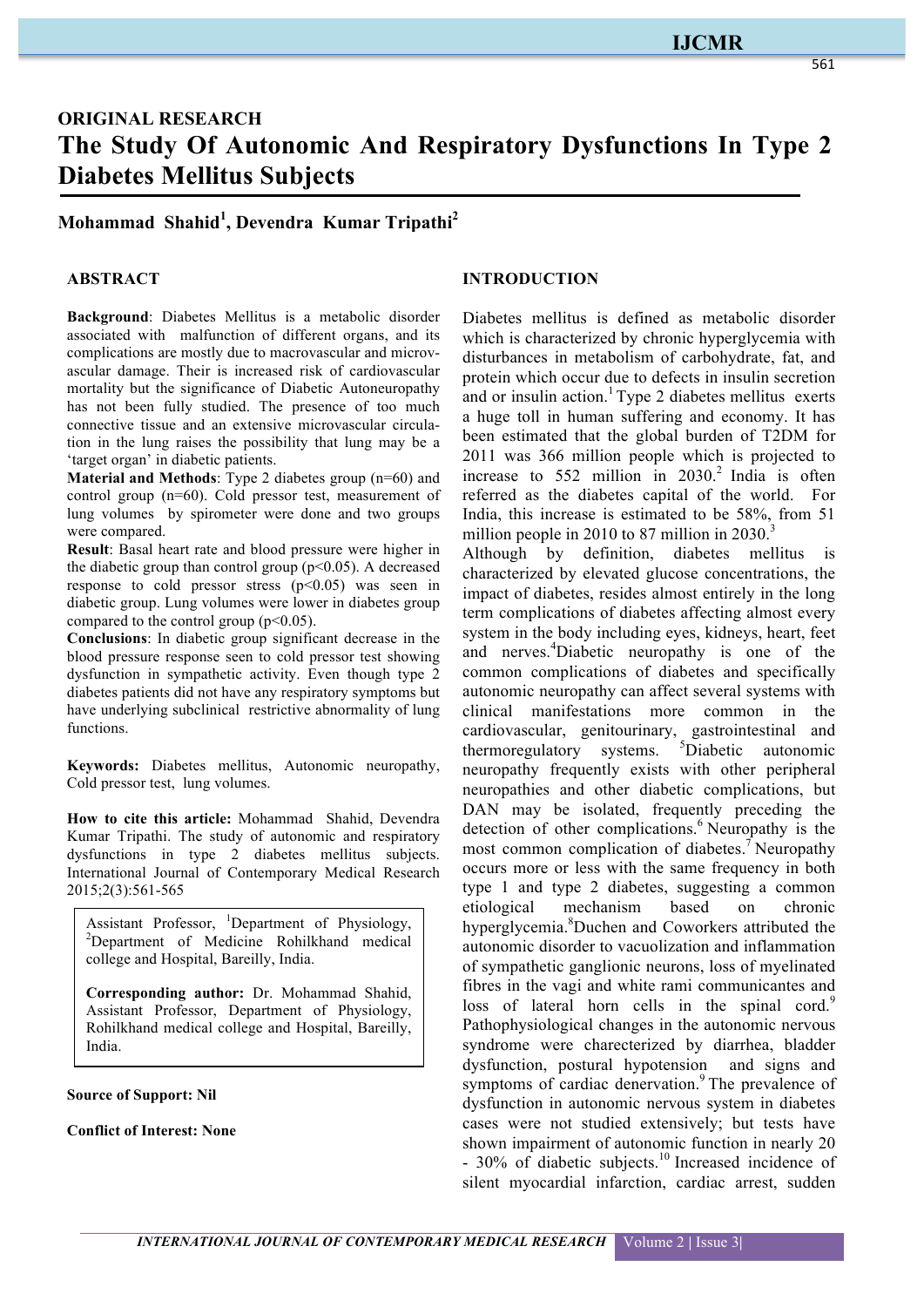ORIGINAL RESEARCH

# The Study Of Autonomic And Respiratory Dysfunctions In Type 2 Diabetes Mellitus Subjects

**Mohammad Shahid[1], Devendra Kumar Tripathi[2]**

## ABSTRACT

**Background**: Diabetes Mellitus is a metabolic disorder associated with malfunction of different organs, and its complications are mostly due to macrovascular and microvascular damage. Their is increased risk of cardiovascular mortality but the significance of Diabetic Autoneuropathy has not been fully studied. The presence of too much connective tissue and an extensive microvascular circulation in the lung raises the possibility that lung may be a 'target organ' in diabetic patients.

**Material and Methods**: Type 2 diabetes group (n=60) and control group (n=60). Cold pressor test, measurement of lung volumes by spirometer were done and two groups were compared.

**Result**: Basal heart rate and blood pressure were higher in the diabetic group than control group ($p<0.05$). A decreased response to cold pressor stress ($p<0.05$) was seen in diabetic group. Lung volumes were lower in diabetes group compared to the control group ($p<0.05$).

**Conclusions**: In diabetic group significant decrease in the blood pressure response seen to cold pressor test showing dysfunction in sympathetic activity. Even though type 2 diabetes patients did not have any respiratory symptoms but have underlying subclinical restrictive abnormality of lung functions.

**Keywords:** Diabetes mellitus, Autonomic neuropathy, Cold pressor test, lung volumes.

**How to cite this article:** Mohammad Shahid, Devendra Kumar Tripathi. The study of autonomic and respiratory dysfunctions in type 2 diabetes mellitus subjects. International Journal of Contemporary Medical Research 2015;2(3):561-565

Assistant Professor, [1]Department of Physiology, [2]Department of Medicine Rohilkhand medical college and Hospital, Bareilly, India.

**Corresponding author:** Dr. Mohammad Shahid, Assistant Professor, Department of Physiology, Rohilkhand medical college and Hospital, Bareilly, India.

**Source of Support: Nil**

**Conflict of Interest: None**

## INTRODUCTION

Diabetes mellitus is defined as metabolic disorder which is characterized by chronic hyperglycemia with disturbances in metabolism of carbohydrate, fat, and protein which occur due to defects in insulin secretion and or insulin action.[1] Type 2 diabetes mellitus exerts a huge toll in human suffering and economy. It has been estimated that the global burden of T2DM for 2011 was 366 million people which is projected to increase to 552 million in 2030.[2] India is often referred as the diabetes capital of the world. For India, this increase is estimated to be 58%, from 51 million people in 2010 to 87 million in 2030.[3]

Although by definition, diabetes mellitus is characterized by elevated glucose concentrations, the impact of diabetes, resides almost entirely in the long term complications of diabetes affecting almost every system in the body including eyes, kidneys, heart, feet and nerves.[4] Diabetic neuropathy is one of the common complications of diabetes and specifically autonomic neuropathy can affect several systems with clinical manifestations more common in the cardiovascular, genitourinary, gastrointestinal and thermoregulatory systems. [5]Diabetic autonomic neuropathy frequently exists with other peripheral neuropathies and other diabetic complications, but DAN may be isolated, frequently preceding the detection of other complications.[6] Neuropathy is the most common complication of diabetes.[7] Neuropathy occurs more or less with the same frequency in both type 1 and type 2 diabetes, suggesting a common etiological mechanism based on chronic hyperglycemia.[8] Duchen and Coworkers attributed the autonomic disorder to vacuolization and inflammation of sympathetic ganglionic neurons, loss of myelinated fibres in the vagi and white rami communicantes and loss of lateral horn cells in the spinal cord.[9] Pathophysiological changes in the autonomic nervous syndrome were charecterized by diarrhea, bladder dysfunction, postural hypotension and signs and symptoms of cardiac denervation.[9] The prevalence of dysfunction in autonomic nervous system in diabetes cases were not studied extensively; but tests have shown impairment of autonomic function in nearly 20 - 30% of diabetic subjects.[10] Increased incidence of silent myocardial infarction, cardiac arrest, sudden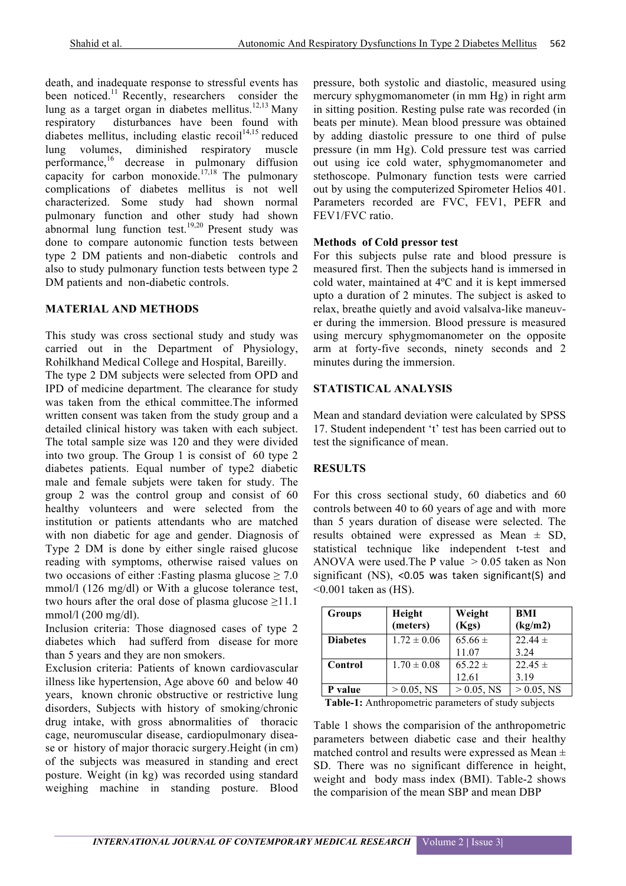death, and inadequate response to stressful events has been noticed.[11] Recently, researchers consider the lung as a target organ in diabetes mellitus.[12,13] Many respiratory disturbances have been found with diabetes mellitus, including elastic recoil[14,15] reduced lung volumes, diminished respiratory muscle performance,[16] decrease in pulmonary diffusion capacity for carbon monoxide.[17,18] The pulmonary complications of diabetes mellitus is not well characterized. Some study had shown normal pulmonary function and other study had shown abnormal lung function test.[19,20] Present study was done to compare autonomic function tests between type 2 DM patients and non-diabetic controls and also to study pulmonary function tests between type 2 DM patients and non-diabetic controls.

## MATERIAL AND METHODS

This study was cross sectional study and study was carried out in the Department of Physiology, Rohilkhand Medical College and Hospital, Bareilly.

The type 2 DM subjects were selected from OPD and IPD of medicine department. The clearance for study was taken from the ethical committee.The informed written consent was taken from the study group and a detailed clinical history was taken with each subject. The total sample size was 120 and they were divided into two group. The Group 1 is consist of 60 type 2 diabetes patients. Equal number of type2 diabetic male and female subjets were taken for study. The group 2 was the control group and consist of 60 healthy volunteers and were selected from the institution or patients attendants who are matched with non diabetic for age and gender. Diagnosis of Type 2 DM is done by either single raised glucose reading with symptoms, otherwise raised values on two occasions of either :Fasting plasma glucose ≥ 7.0 mmol/l (126 mg/dl) or With a glucose tolerance test, two hours after the oral dose of plasma glucose ≥11.1 mmol/l (200 mg/dl).

Inclusion criteria: Those diagnosed cases of type 2 diabetes which had sufferd from disease for more than 5 years and they are non smokers.

Exclusion criteria: Patients of known cardiovascular illness like hypertension, Age above 60 and below 40 years, known chronic obstructive or restrictive lung disorders, Subjects with history of smoking/chronic drug intake, with gross abnormalities of thoracic cage, neuromuscular disease, cardiopulmonary disease or history of major thoracic surgery.Height (in cm) of the subjects was measured in standing and erect posture. Weight (in kg) was recorded using standard weighing machine in standing posture. Blood pressure, both systolic and diastolic, measured using mercury sphygmomanometer (in mm Hg) in right arm in sitting position. Resting pulse rate was recorded (in beats per minute). Mean blood pressure was obtained by adding diastolic pressure to one third of pulse pressure (in mm Hg). Cold pressure test was carried out using ice cold water, sphygmomanometer and stethoscope. Pulmonary function tests were carried out by using the computerized Spirometer Helios 401. Parameters recorded are FVC, FEV1, PEFR and FEV1/FVC ratio.

### Methods of Cold pressor test

For this subjects pulse rate and blood pressure is measured first. Then the subjects hand is immersed in cold water, maintained at 4ºC and it is kept immersed upto a duration of 2 minutes. The subject is asked to relax, breathe quietly and avoid valsalva-like maneuver during the immersion. Blood pressure is measured using mercury sphygmomanometer on the opposite arm at forty-five seconds, ninety seconds and 2 minutes during the immersion.

## STATISTICAL ANALYSIS

Mean and standard deviation were calculated by SPSS 17. Student independent 't' test has been carried out to test the significance of mean.

## RESULTS

For this cross sectional study, 60 diabetics and 60 controls between 40 to 60 years of age and with more than 5 years duration of disease were selected. The results obtained were expressed as Mean ± SD, statistical technique like independent t-test and ANOVA were used.The P value > 0.05 taken as Non significant (NS), <0.05 was taken significant(S) and <0.001 taken as (HS).

| Groups | Height (meters) | Weight (Kgs) | BMI (kg/m2) |
|---|---|---|---|
| **Diabetes** | 1.72 ± 0.06 | 65.66 ± 11.07 | 22.44 ± 3.24 |
| **Control** | 1.70 ± 0.08 | 65.22 ± 12.61 | 22.45 ± 3.19 |
| **P value** | > 0.05, NS | > 0.05, NS | > 0.05, NS |

**Table-1:** Anthropometric parameters of study subjects

Table 1 shows the comparision of the anthropometric parameters between diabetic case and their healthy matched control and results were expressed as Mean ± SD. There was no significant difference in height, weight and body mass index (BMI). Table-2 shows the comparision of the mean SBP and mean DBP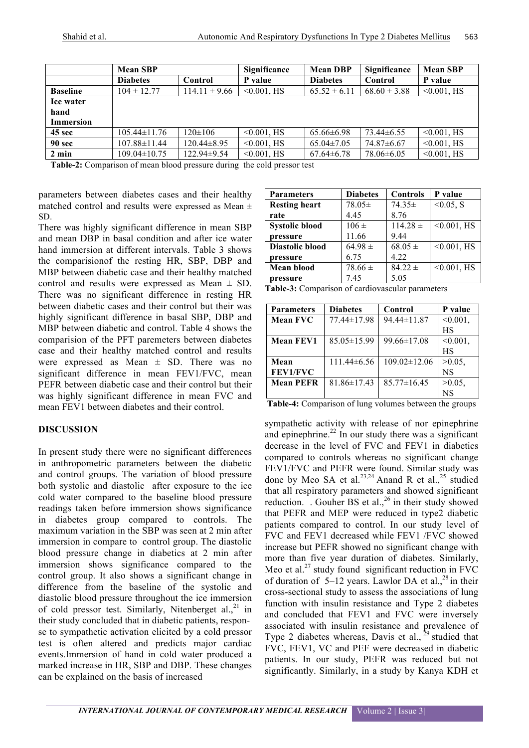|  | Mean SBP |  | Significance | Mean DBP | Significance | Mean SBP |
|---|---|---|---|---|---|---|
|  | Diabetes | Control | P value | Diabetes | Control | P value |
| Baseline | 104 ± 12.77 | 114.11 ± 9.66 | <0.001, HS | 65.52 ± 6.11 | 68.60 ± 3.88 | <0.001, HS |
| Ice water hand Immersion |  |  |  |  |  |  |
| 45 sec | 105.44±11.76 | 120±106 | <0.001, HS | 65.66±6.98 | 73.44±6.55 | <0.001, HS |
| 90 sec | 107.88±11.44 | 120.44±8.95 | <0.001, HS | 65.04±7.05 | 74.87±6.67 | <0.001, HS |
| 2 min | 109.04±10.75 | 122.94±9.54 | <0.001, HS | 67.64±6.78 | 78.06±6.05 | <0.001, HS |

**Table-2:** Comparison of mean blood pressure during the cold pressor test

parameters between diabetes cases and their healthy matched control and results were expressed as Mean ± SD.

There was highly significant difference in mean SBP and mean DBP in basal condition and after ice water hand immersion at different intervals. Table 3 shows the comparisionof the resting HR, SBP, DBP and MBP between diabetic case and their healthy matched control and results were expressed as Mean ± SD. There was no significant difference in resting HR between diabetic cases and their control but their was highly significant difference in basal SBP, DBP and MBP between diabetic and control. Table 4 shows the comparision of the PFT paremeters between diabetes case and their healthy matched control and results were expressed as Mean ± SD. There was no significant difference in mean FEV1/FVC, mean PEFR between diabetic case and their control but their was highly significant difference in mean FVC and mean FEV1 between diabetes and their control.

| Parameters | Diabetes | Controls | P value |
|---|---|---|---|
| Resting heart rate | 78.05± 4.45 | 74.35± 8.76 | <0.05, S |
| Systolic blood pressure | 106 ± 11.66 | 114.28 ± 9.44 | <0.001, HS |
| Diastolic blood pressure | 64.98 ± 6.75 | 68.05 ± 4.22 | <0.001, HS |
| Mean blood pressure | 78.66 ± 7.45 | 84.22 ± 5.05 | <0.001, HS |

**Table-3:** Comparison of cardiovascular parameters

| Parameters | Diabetes | Control | P value |
|---|---|---|---|
| Mean FVC | 77.44±17.98 | 94.44±11.87 | <0.001, HS |
| Mean FEV1 | 85.05±15.99 | 99.66±17.08 | <0.001, HS |
| Mean FEV1/FVC | 111.44±6.56 | 109.02±12.06 | >0.05, NS |
| Mean PEFR | 81.86±17.43 | 85.77±16.45 | >0.05, NS |

**Table-4:** Comparison of lung volumes between the groups

## DISCUSSION

In present study there were no significant differences in anthropometric parameters between the diabetic and control groups. The variation of blood pressure both systolic and diastolic after exposure to the ice cold water compared to the baseline blood pressure readings taken before immersion shows significance in diabetes group compared to controls. The maximum variation in the SBP was seen at 2 min after immersion in compare to control group. The diastolic blood pressure change in diabetics at 2 min after immersion shows significance compared to the control group. It also shows a significant change in difference from the baseline of the systolic and diastolic blood pressure throughout the ice immersion of cold pressor test. Similarly, Nitenberget al.,[21] in their study concluded that in diabetic patients, response to sympathetic activation elicited by a cold pressor test is often altered and predicts major cardiac events.Immersion of hand in cold water produced a marked increase in HR, SBP and DBP. These changes can be explained on the basis of increased sympathetic activity with release of nor epinephrine and epinephrine.[22] In our study there was a significant decrease in the level of FVC and FEV1 in diabetics compared to controls whereas no significant change FEV1/FVC and PEFR were found. Similar study was done by Meo SA et al.[23,24] Anand R et al.,[25] studied that all respiratory parameters and showed significant reduction. . Gouher BS et al.,[26] in their study showed that PEFR and MEP were reduced in type2 diabetic patients compared to control. In our study level of FVC and FEV1 decreased while FEV1 /FVC showed increase but PEFR showed no significant change with more than five year duration of diabetes. Similarly, Meo et al.[27] study found significant reduction in FVC of duration of 5–12 years. Lawlor DA et al.,[28] in their cross-sectional study to assess the associations of lung function with insulin resistance and Type 2 diabetes and concluded that FEV1 and FVC were inversely associated with insulin resistance and prevalence of Type 2 diabetes whereas, Davis et al., [29] studied that FVC, FEV1, VC and PEF were decreased in diabetic patients. In our study, PEFR was reduced but not significantly. Similarly, in a study by Kanya KDH et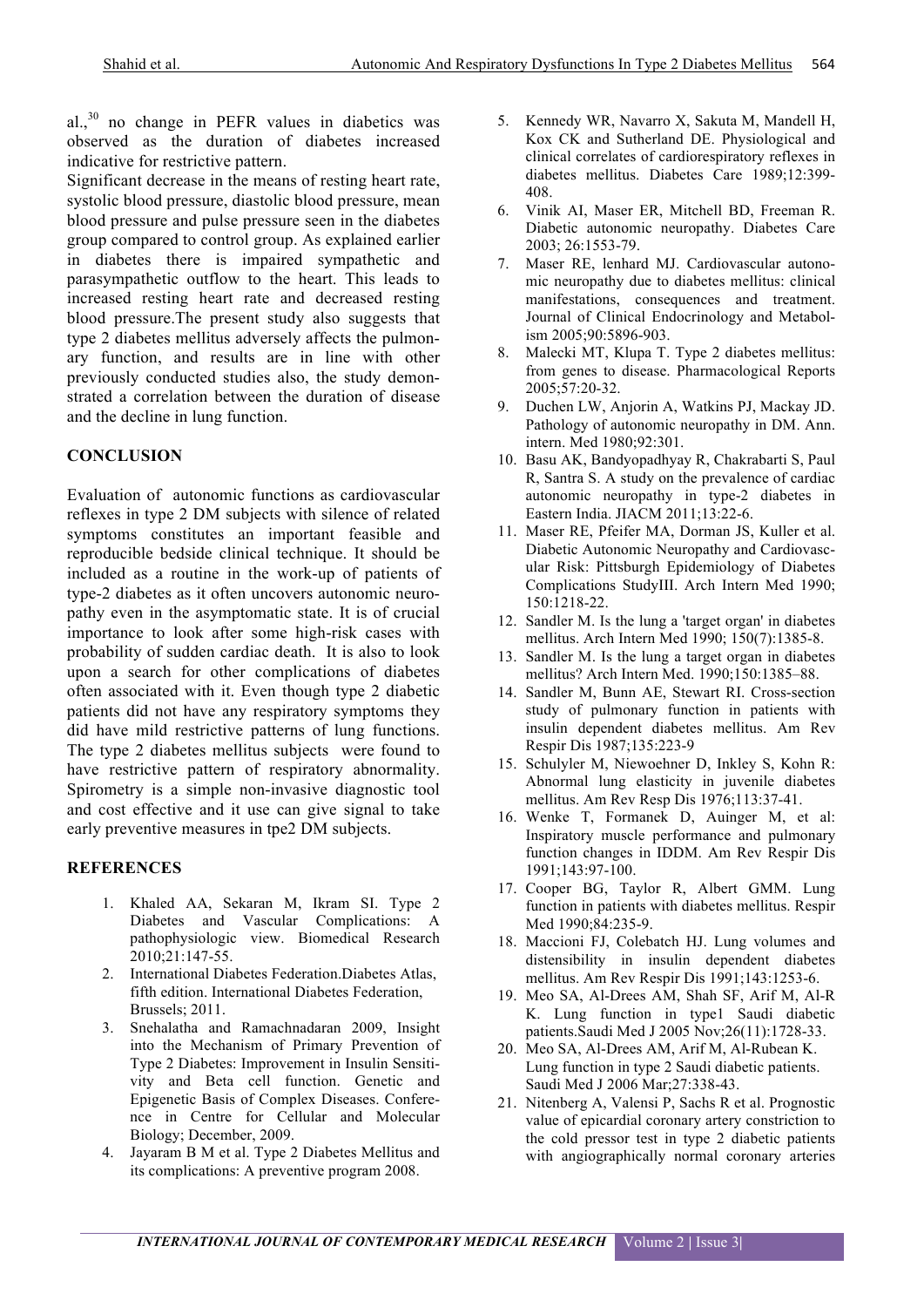al.,[30] no change in PEFR values in diabetics was observed as the duration of diabetes increased indicative for restrictive pattern.

Significant decrease in the means of resting heart rate, systolic blood pressure, diastolic blood pressure, mean blood pressure and pulse pressure seen in the diabetes group compared to control group. As explained earlier in diabetes there is impaired sympathetic and parasympathetic outflow to the heart. This leads to increased resting heart rate and decreased resting blood pressure.The present study also suggests that type 2 diabetes mellitus adversely affects the pulmonary function, and results are in line with other previously conducted studies also, the study demonstrated a correlation between the duration of disease and the decline in lung function.

## CONCLUSION

Evaluation of autonomic functions as cardiovascular reflexes in type 2 DM subjects with silence of related symptoms constitutes an important feasible and reproducible bedside clinical technique. It should be included as a routine in the work-up of patients of type-2 diabetes as it often uncovers autonomic neuropathy even in the asymptomatic state. It is of crucial importance to look after some high-risk cases with probability of sudden cardiac death. It is also to look upon a search for other complications of diabetes often associated with it. Even though type 2 diabetic patients did not have any respiratory symptoms they did have mild restrictive patterns of lung functions. The type 2 diabetes mellitus subjects were found to have restrictive pattern of respiratory abnormality. Spirometry is a simple non-invasive diagnostic tool and cost effective and it use can give signal to take early preventive measures in tpe2 DM subjects.

## REFERENCES

1. Khaled AA, Sekaran M, Ikram SI. Type 2 Diabetes and Vascular Complications: A pathophysiologic view. Biomedical Research 2010;21:147-55.
2. International Diabetes Federation.Diabetes Atlas, fifth edition. International Diabetes Federation, Brussels; 2011.
3. Snehalatha and Ramachnadaran 2009, Insight into the Mechanism of Primary Prevention of Type 2 Diabetes: Improvement in Insulin Sensitivity and Beta cell function. Genetic and Epigenetic Basis of Complex Diseases. Conference in Centre for Cellular and Molecular Biology; December, 2009.
4. Jayaram B M et al. Type 2 Diabetes Mellitus and its complications: A preventive program 2008.
5. Kennedy WR, Navarro X, Sakuta M, Mandell H, Kox CK and Sutherland DE. Physiological and clinical correlates of cardiorespiratory reflexes in diabetes mellitus. Diabetes Care 1989;12:399-408.
6. Vinik AI, Maser ER, Mitchell BD, Freeman R. Diabetic autonomic neuropathy. Diabetes Care 2003; 26:1553-79.
7. Maser RE, lenhard MJ. Cardiovascular autonomic neuropathy due to diabetes mellitus: clinical manifestations, consequences and treatment. Journal of Clinical Endocrinology and Metabolism 2005;90:5896-903.
8. Malecki MT, Klupa T. Type 2 diabetes mellitus: from genes to disease. Pharmacological Reports 2005;57:20-32.
9. Duchen LW, Anjorin A, Watkins PJ, Mackay JD. Pathology of autonomic neuropathy in DM. Ann. intern. Med 1980;92:301.
10. Basu AK, Bandyopadhyay R, Chakrabarti S, Paul R, Santra S. A study on the prevalence of cardiac autonomic neuropathy in type-2 diabetes in Eastern India. JIACM 2011;13:22-6.
11. Maser RE, Pfeifer MA, Dorman JS, Kuller et al. Diabetic Autonomic Neuropathy and Cardiovascular Risk: Pittsburgh Epidemiology of Diabetes Complications StudyIII. Arch Intern Med 1990; 150:1218-22.
12. Sandler M. Is the lung a 'target organ' in diabetes mellitus. Arch Intern Med 1990; 150(7):1385-8.
13. Sandler M. Is the lung a target organ in diabetes mellitus? Arch Intern Med. 1990;150:1385–88.
14. Sandler M, Bunn AE, Stewart RI. Cross-section study of pulmonary function in patients with insulin dependent diabetes mellitus. Am Rev Respir Dis 1987;135:223-9
15. Schulyler M, Niewoehner D, Inkley S, Kohn R: Abnormal lung elasticity in juvenile diabetes mellitus. Am Rev Resp Dis 1976;113:37-41.
16. Wenke T, Formanek D, Auinger M, et al: Inspiratory muscle performance and pulmonary function changes in IDDM. Am Rev Respir Dis 1991;143:97-100.
17. Cooper BG, Taylor R, Albert GMM. Lung function in patients with diabetes mellitus. Respir Med 1990;84:235-9.
18. Maccioni FJ, Colebatch HJ. Lung volumes and distensibility in insulin dependent diabetes mellitus. Am Rev Respir Dis 1991;143:1253-6.
19. Meo SA, Al-Drees AM, Shah SF, Arif M, Al-R K. Lung function in type1 Saudi diabetic patients.Saudi Med J 2005 Nov;26(11):1728-33.
20. Meo SA, Al-Drees AM, Arif M, Al-Rubean K. Lung function in type 2 Saudi diabetic patients. Saudi Med J 2006 Mar;27:338-43.
21. Nitenberg A, Valensi P, Sachs R et al. Prognostic value of epicardial coronary artery constriction to the cold pressor test in type 2 diabetic patients with angiographically normal coronary arteries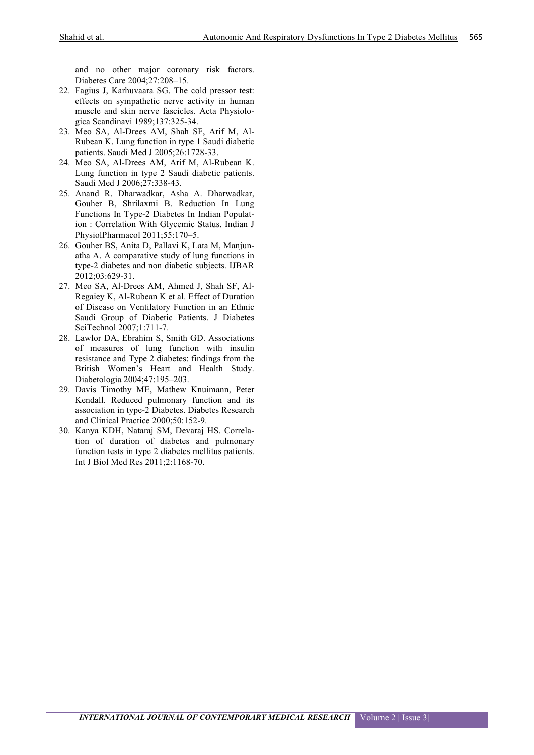and no other major coronary risk factors. Diabetes Care 2004;27:208–15.

22. Fagius J, Karhuvaara SG. The cold pressor test: effects on sympathetic nerve activity in human muscle and skin nerve fascicles. Acta Physiologica Scandinavi 1989;137:325-34.
23. Meo SA, Al-Drees AM, Shah SF, Arif M, Al-Rubean K. Lung function in type 1 Saudi diabetic patients. Saudi Med J 2005;26:1728-33.
24. Meo SA, Al-Drees AM, Arif M, Al-Rubean K. Lung function in type 2 Saudi diabetic patients. Saudi Med J 2006;27:338-43.
25. Anand R. Dharwadkar, Asha A. Dharwadkar, Gouher B, Shrilaxmi B. Reduction In Lung Functions In Type-2 Diabetes In Indian Population : Correlation With Glycemic Status. Indian J PhysiolPharmacol 2011;55:170–5.
26. Gouher BS, Anita D, Pallavi K, Lata M, Manjunatha A. A comparative study of lung functions in type-2 diabetes and non diabetic subjects. IJBAR 2012;03:629-31.
27. Meo SA, Al-Drees AM, Ahmed J, Shah SF, Al-Regaiey K, Al-Rubean K et al. Effect of Duration of Disease on Ventilatory Function in an Ethnic Saudi Group of Diabetic Patients. J Diabetes SciTechnol 2007;1:711-7.
28. Lawlor DA, Ebrahim S, Smith GD. Associations of measures of lung function with insulin resistance and Type 2 diabetes: findings from the British Women's Heart and Health Study. Diabetologia 2004;47:195–203.
29. Davis Timothy ME, Mathew Knuimann, Peter Kendall. Reduced pulmonary function and its association in type-2 Diabetes. Diabetes Research and Clinical Practice 2000;50:152-9.
30. Kanya KDH, Nataraj SM, Devaraj HS. Correlation of duration of diabetes and pulmonary function tests in type 2 diabetes mellitus patients. Int J Biol Med Res 2011;2:1168-70.